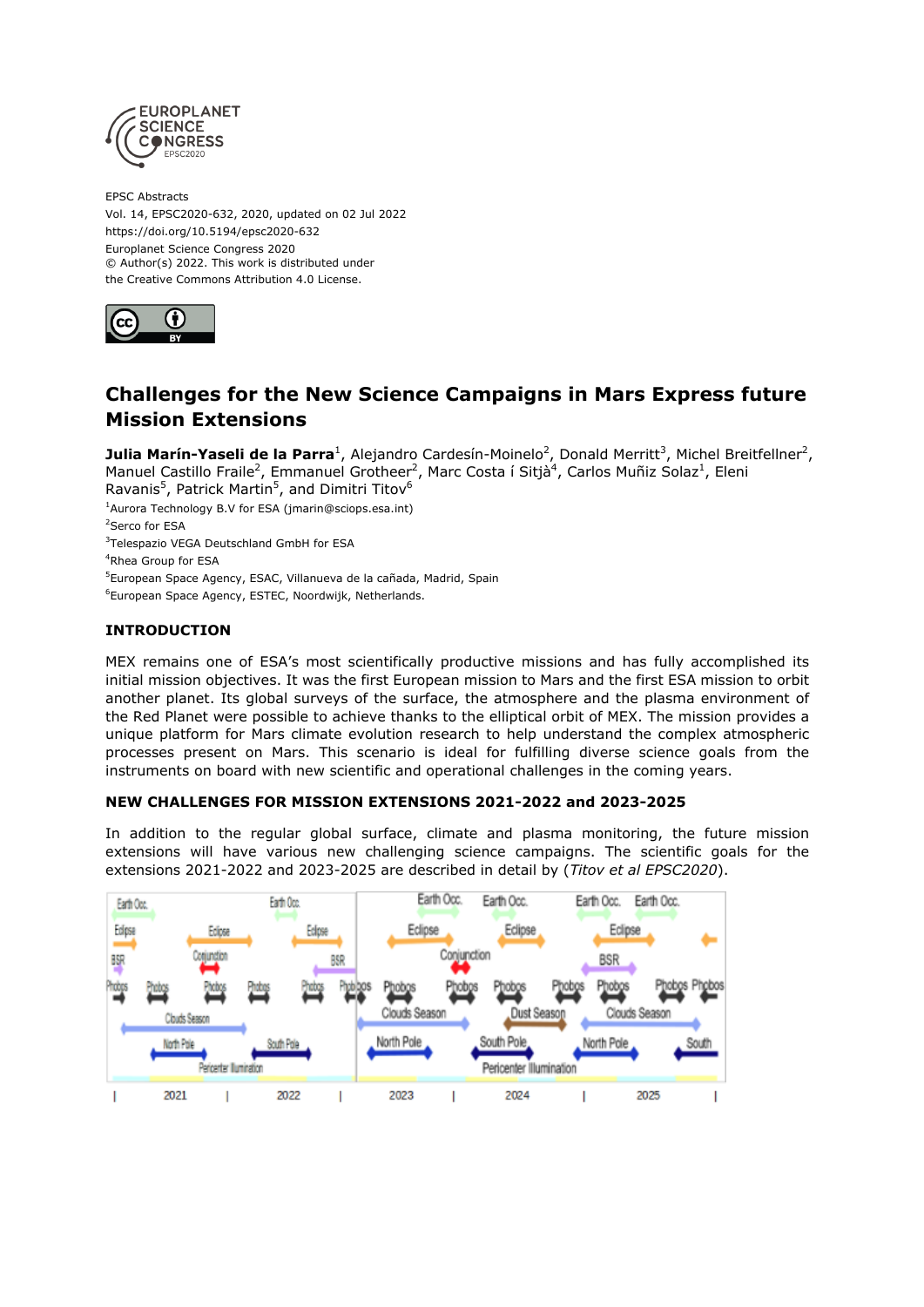EPSC Abstracts
Vol. 14, EPSC2020-632, 2020, updated on 02 Jul 2022
https://doi.org/10.5194/epsc2020-632
Europlanet Science Congress 2020
© Author(s) 2022. This work is distributed under
the Creative Commons Attribution 4.0 License.

# Challenges for the New Science Campaigns in Mars Express future Mission Extensions

**Julia Marín-Yaseli de la Parra**[1], Alejandro Cardesín-Moinelo[2], Donald Merritt[3], Michel Breitfellner[2], Manuel Castillo Fraile[2], Emmanuel Grotheer[2], Marc Costa í Sitjà[4], Carlos Muñiz Solaz[1], Eleni Ravanis[5], Patrick Martin[5], and Dimitri Titov[6]

[1]Aurora Technology B.V for ESA (jmarin@sciops.esa.int)
[2]Serco for ESA
[3]Telespazio VEGA Deutschland GmbH for ESA
[4]Rhea Group for ESA
[5]European Space Agency, ESAC, Villanueva de la cañada, Madrid, Spain
[6]European Space Agency, ESTEC, Noordwijk, Netherlands.

## INTRODUCTION

MEX remains one of ESA's most scientifically productive missions and has fully accomplished its initial mission objectives. It was the first European mission to Mars and the first ESA mission to orbit another planet. Its global surveys of the surface, the atmosphere and the plasma environment of the Red Planet were possible to achieve thanks to the elliptical orbit of MEX. The mission provides a unique platform for Mars climate evolution research to help understand the complex atmospheric processes present on Mars. This scenario is ideal for fulfilling diverse science goals from the instruments on board with new scientific and operational challenges in the coming years.

## NEW CHALLENGES FOR MISSION EXTENSIONS 2021-2022 and 2023-2025

In addition to the regular global surface, climate and plasma monitoring, the future mission extensions will have various new challenging science campaigns. The scientific goals for the extensions 2021-2022 and 2023-2025 are described in detail by (*Titov et al EPSC2020*).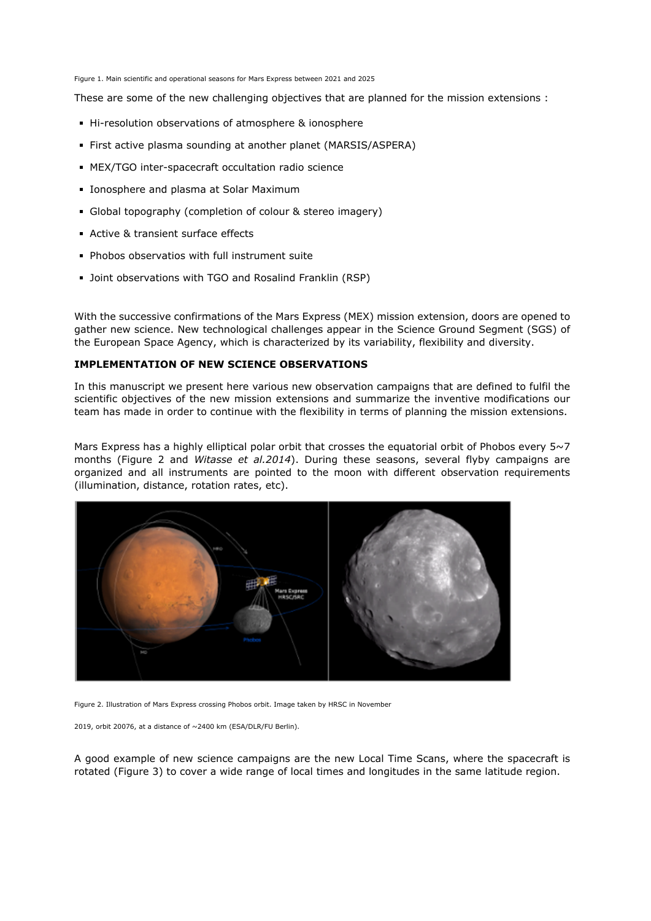Figure 1. Main scientific and operational seasons for Mars Express between 2021 and 2025

These are some of the new challenging objectives that are planned for the mission extensions :

- Hi-resolution observations of atmosphere & ionosphere
- First active plasma sounding at another planet (MARSIS/ASPERA)
- MEX/TGO inter-spacecraft occultation radio science
- Ionosphere and plasma at Solar Maximum
- Global topography (completion of colour & stereo imagery)
- Active & transient surface effects
- Phobos observatios with full instrument suite
- Joint observations with TGO and Rosalind Franklin (RSP)

With the successive confirmations of the Mars Express (MEX) mission extension, doors are opened to gather new science. New technological challenges appear in the Science Ground Segment (SGS) of the European Space Agency, which is characterized by its variability, flexibility and diversity.

**IMPLEMENTATION OF NEW SCIENCE OBSERVATIONS**

In this manuscript we present here various new observation campaigns that are defined to fulfil the scientific objectives of the new mission extensions and summarize the inventive modifications our team has made in order to continue with the flexibility in terms of planning the mission extensions.

Mars Express has a highly elliptical polar orbit that crosses the equatorial orbit of Phobos every 5~7 months (Figure 2 and *Witasse et al.2014*). During these seasons, several flyby campaigns are organized and all instruments are pointed to the moon with different observation requirements (illumination, distance, rotation rates, etc).

Figure 2. Illustration of Mars Express crossing Phobos orbit. Image taken by HRSC in November 2019, orbit 20076, at a distance of ~2400 km (ESA/DLR/FU Berlin).

A good example of new science campaigns are the new Local Time Scans, where the spacecraft is rotated (Figure 3) to cover a wide range of local times and longitudes in the same latitude region.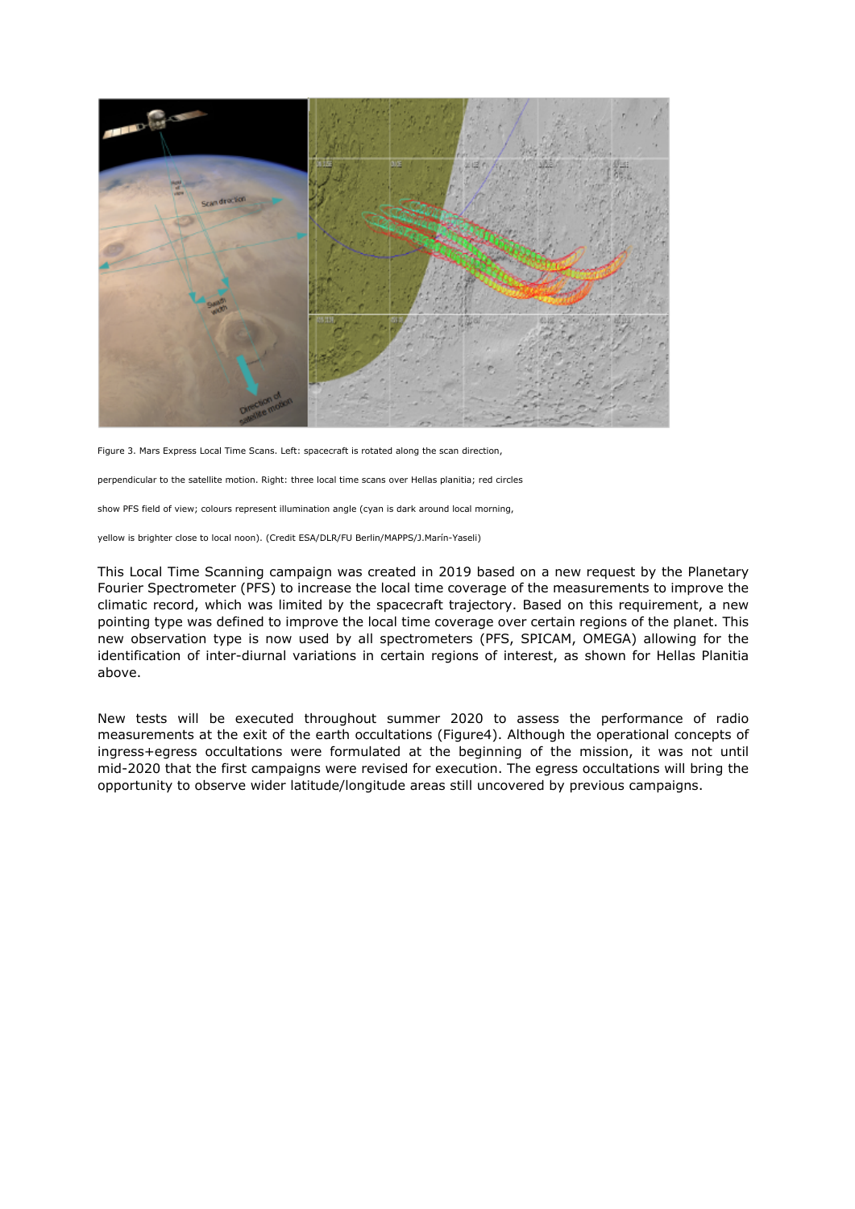Figure 3. Mars Express Local Time Scans. Left: spacecraft is rotated along the scan direction, perpendicular to the satellite motion. Right: three local time scans over Hellas planitia; red circles show PFS field of view; colours represent illumination angle (cyan is dark around local morning, yellow is brighter close to local noon). (Credit ESA/DLR/FU Berlin/MAPPS/J.Marín-Yaseli)

This Local Time Scanning campaign was created in 2019 based on a new request by the Planetary Fourier Spectrometer (PFS) to increase the local time coverage of the measurements to improve the climatic record, which was limited by the spacecraft trajectory. Based on this requirement, a new pointing type was defined to improve the local time coverage over certain regions of the planet. This new observation type is now used by all spectrometers (PFS, SPICAM, OMEGA) allowing for the identification of inter-diurnal variations in certain regions of interest, as shown for Hellas Planitia above.

New tests will be executed throughout summer 2020 to assess the performance of radio measurements at the exit of the earth occultations (Figure4). Although the operational concepts of ingress+egress occultations were formulated at the beginning of the mission, it was not until mid-2020 that the first campaigns were revised for execution. The egress occultations will bring the opportunity to observe wider latitude/longitude areas still uncovered by previous campaigns.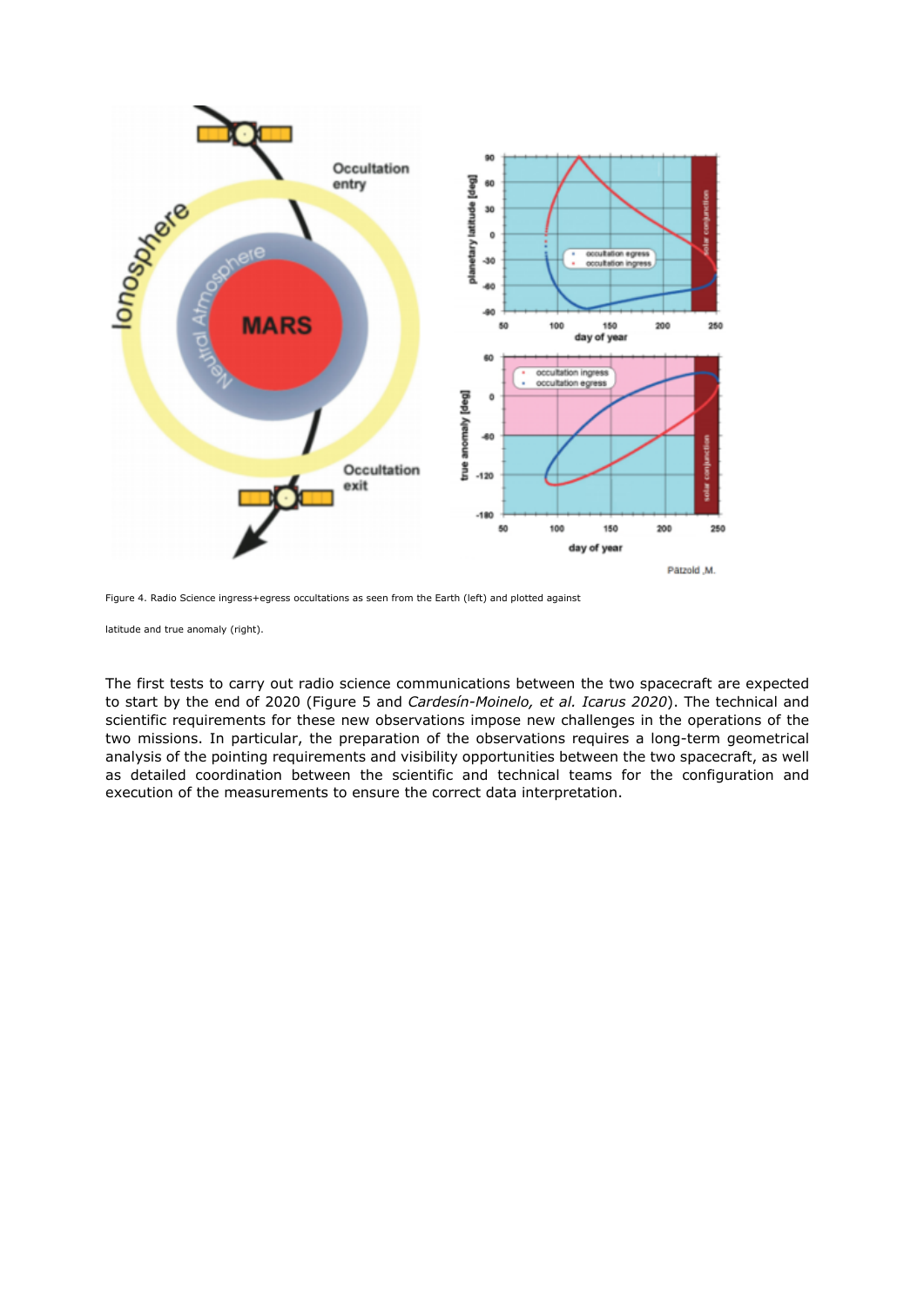Figure 4. Radio Science ingress+egress occultations as seen from the Earth (left) and plotted against latitude and true anomaly (right).

The first tests to carry out radio science communications between the two spacecraft are expected to start by the end of 2020 (Figure 5 and *Cardesín-Moinelo, et al. Icarus 2020*). The technical and scientific requirements for these new observations impose new challenges in the operations of the two missions. In particular, the preparation of the observations requires a long-term geometrical analysis of the pointing requirements and visibility opportunities between the two spacecraft, as well as detailed coordination between the scientific and technical teams for the configuration and execution of the measurements to ensure the correct data interpretation.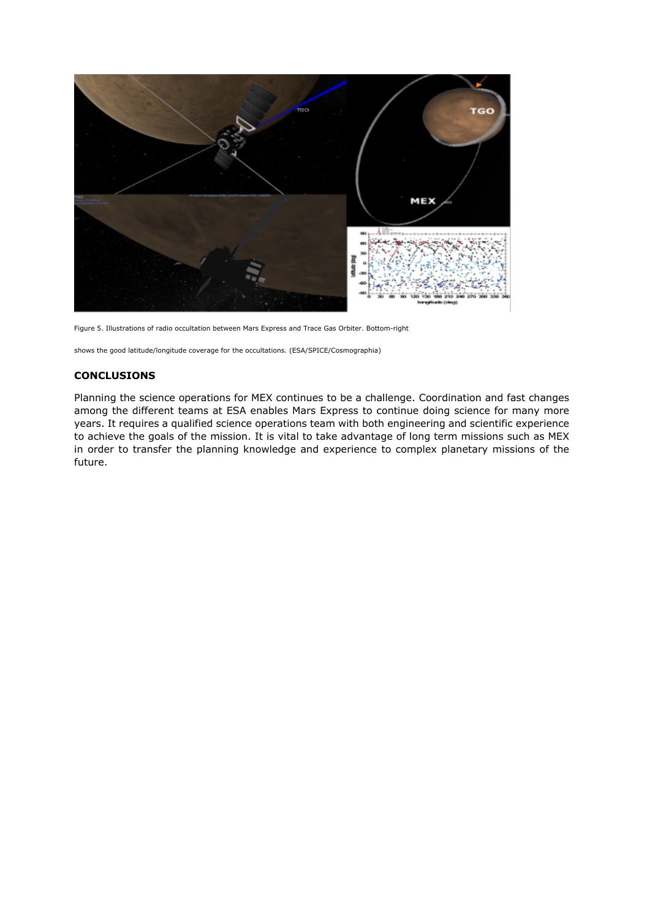Figure 5. Illustrations of radio occultation between Mars Express and Trace Gas Orbiter. Bottom-right

shows the good latitude/longitude coverage for the occultations. (ESA/SPICE/Cosmographia)

## CONCLUSIONS

Planning the science operations for MEX continues to be a challenge. Coordination and fast changes among the different teams at ESA enables Mars Express to continue doing science for many more years. It requires a qualified science operations team with both engineering and scientific experience to achieve the goals of the mission. It is vital to take advantage of long term missions such as MEX in order to transfer the planning knowledge and experience to complex planetary missions of the future.